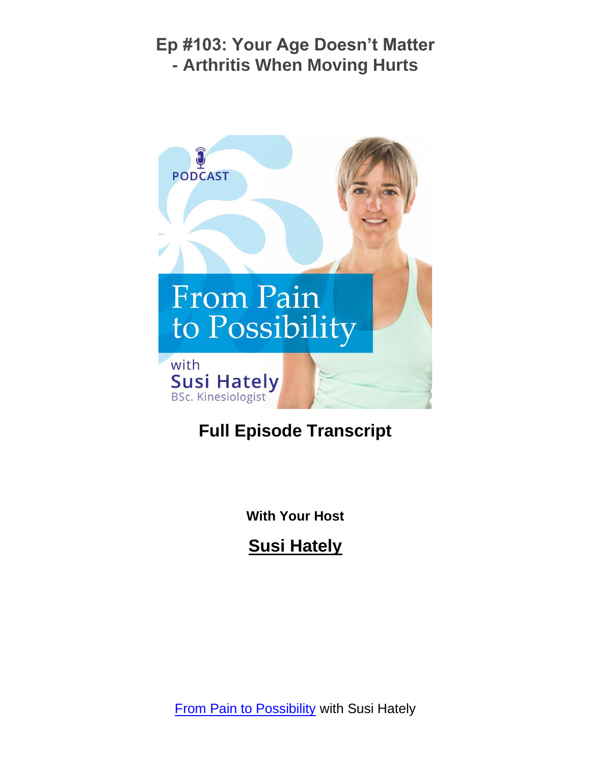# Ep #103: Your Age Doesn't Matter - Arthritis When Moving Hurts

**Full Episode Transcript**

**With Your Host**

**Susi Hately**

[From Pain to Possibility](From Pain to Possibility) with Susi Hately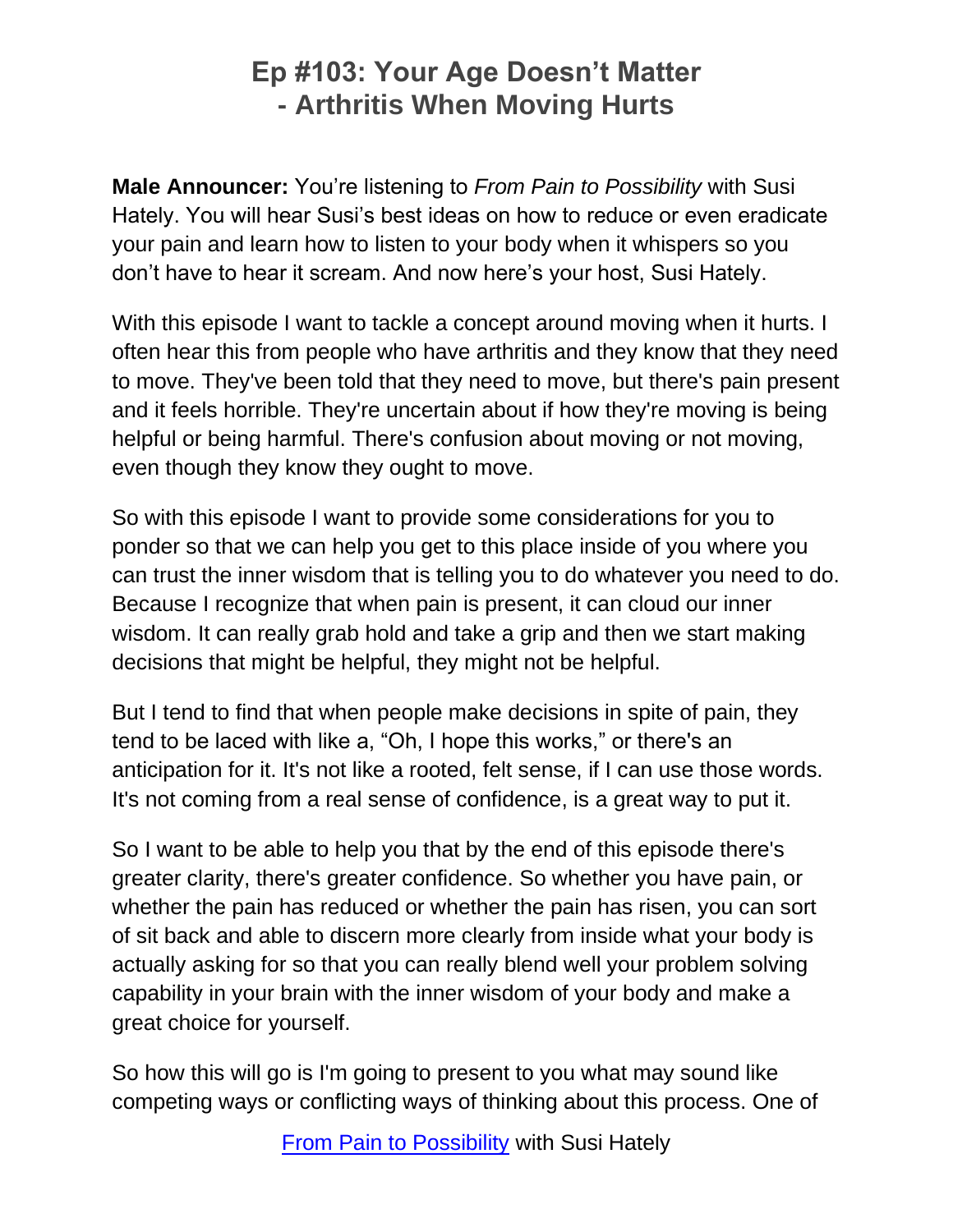# Ep #103: Your Age Doesn't Matter - Arthritis When Moving Hurts

**Male Announcer:** You're listening to *From Pain to Possibility* with Susi Hately. You will hear Susi's best ideas on how to reduce or even eradicate your pain and learn how to listen to your body when it whispers so you don't have to hear it scream. And now here's your host, Susi Hately.

With this episode I want to tackle a concept around moving when it hurts. I often hear this from people who have arthritis and they know that they need to move. They've been told that they need to move, but there's pain present and it feels horrible. They're uncertain about if how they're moving is being helpful or being harmful. There's confusion about moving or not moving, even though they know they ought to move.

So with this episode I want to provide some considerations for you to ponder so that we can help you get to this place inside of you where you can trust the inner wisdom that is telling you to do whatever you need to do. Because I recognize that when pain is present, it can cloud our inner wisdom. It can really grab hold and take a grip and then we start making decisions that might be helpful, they might not be helpful.

But I tend to find that when people make decisions in spite of pain, they tend to be laced with like a, "Oh, I hope this works," or there's an anticipation for it. It's not like a rooted, felt sense, if I can use those words. It's not coming from a real sense of confidence, is a great way to put it.

So I want to be able to help you that by the end of this episode there's greater clarity, there's greater confidence. So whether you have pain, or whether the pain has reduced or whether the pain has risen, you can sort of sit back and able to discern more clearly from inside what your body is actually asking for so that you can really blend well your problem solving capability in your brain with the inner wisdom of your body and make a great choice for yourself.

So how this will go is I'm going to present to you what may sound like competing ways or conflicting ways of thinking about this process. One of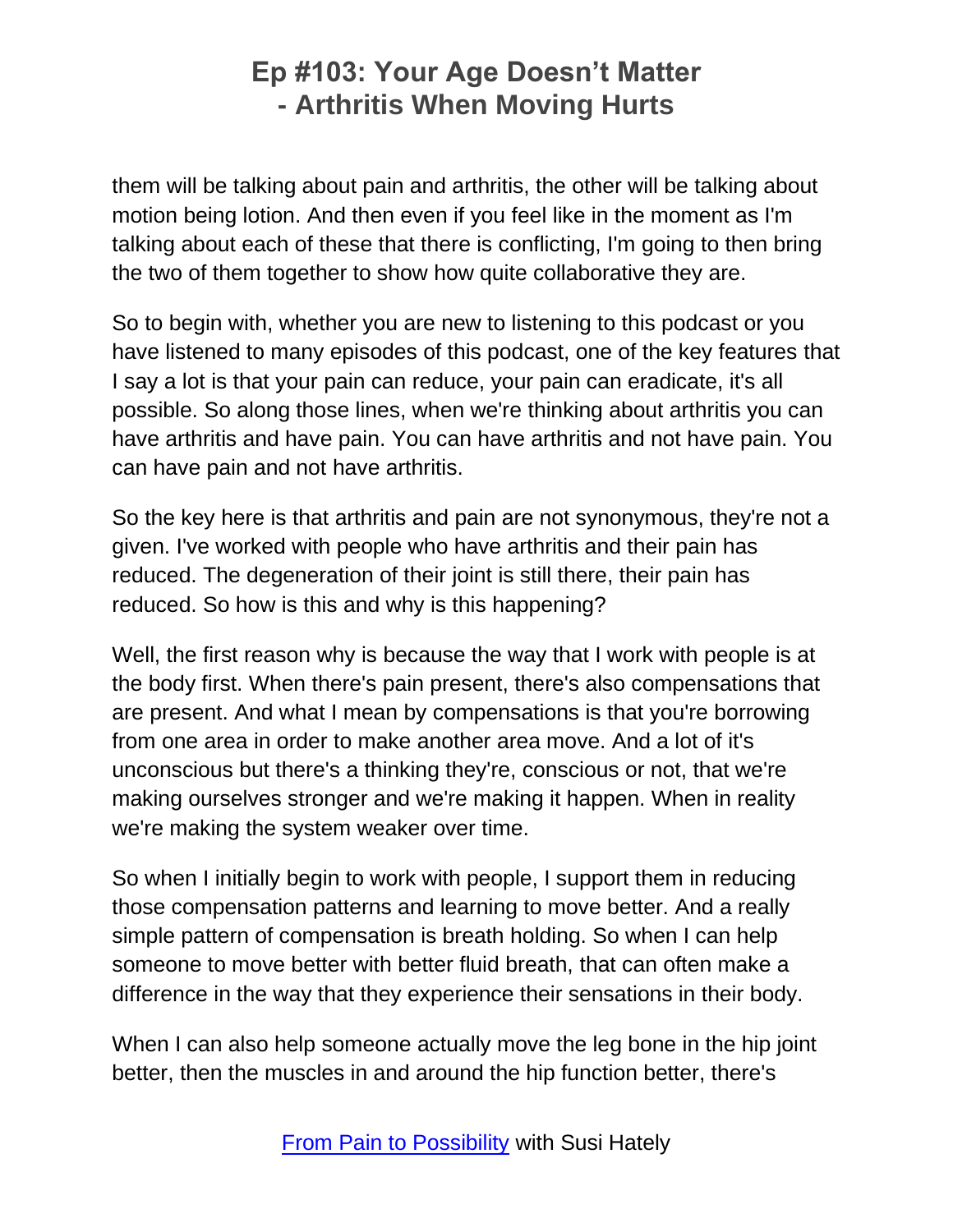them will be talking about pain and arthritis, the other will be talking about motion being lotion. And then even if you feel like in the moment as I'm talking about each of these that there is conflicting, I'm going to then bring the two of them together to show how quite collaborative they are.

So to begin with, whether you are new to listening to this podcast or you have listened to many episodes of this podcast, one of the key features that I say a lot is that your pain can reduce, your pain can eradicate, it's all possible. So along those lines, when we're thinking about arthritis you can have arthritis and have pain. You can have arthritis and not have pain. You can have pain and not have arthritis.

So the key here is that arthritis and pain are not synonymous, they're not a given. I've worked with people who have arthritis and their pain has reduced. The degeneration of their joint is still there, their pain has reduced. So how is this and why is this happening?

Well, the first reason why is because the way that I work with people is at the body first. When there's pain present, there's also compensations that are present. And what I mean by compensations is that you're borrowing from one area in order to make another area move. And a lot of it's unconscious but there's a thinking they're, conscious or not, that we're making ourselves stronger and we're making it happen. When in reality we're making the system weaker over time.

So when I initially begin to work with people, I support them in reducing those compensation patterns and learning to move better. And a really simple pattern of compensation is breath holding. So when I can help someone to move better with better fluid breath, that can often make a difference in the way that they experience their sensations in their body.

When I can also help someone actually move the leg bone in the hip joint better, then the muscles in and around the hip function better, there's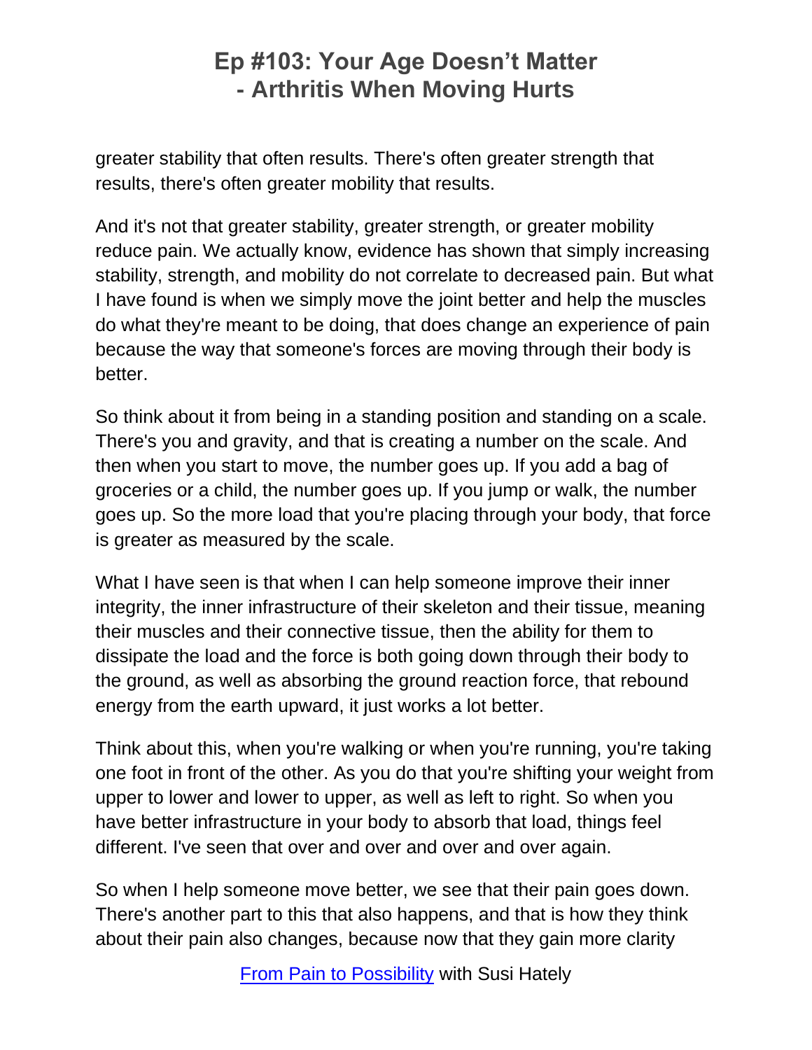greater stability that often results. There's often greater strength that results, there's often greater mobility that results.

And it's not that greater stability, greater strength, or greater mobility reduce pain. We actually know, evidence has shown that simply increasing stability, strength, and mobility do not correlate to decreased pain. But what I have found is when we simply move the joint better and help the muscles do what they're meant to be doing, that does change an experience of pain because the way that someone's forces are moving through their body is better.

So think about it from being in a standing position and standing on a scale. There's you and gravity, and that is creating a number on the scale. And then when you start to move, the number goes up. If you add a bag of groceries or a child, the number goes up. If you jump or walk, the number goes up. So the more load that you're placing through your body, that force is greater as measured by the scale.

What I have seen is that when I can help someone improve their inner integrity, the inner infrastructure of their skeleton and their tissue, meaning their muscles and their connective tissue, then the ability for them to dissipate the load and the force is both going down through their body to the ground, as well as absorbing the ground reaction force, that rebound energy from the earth upward, it just works a lot better.

Think about this, when you're walking or when you're running, you're taking one foot in front of the other. As you do that you're shifting your weight from upper to lower and lower to upper, as well as left to right. So when you have better infrastructure in your body to absorb that load, things feel different. I've seen that over and over and over and over again.

So when I help someone move better, we see that their pain goes down. There's another part to this that also happens, and that is how they think about their pain also changes, because now that they gain more clarity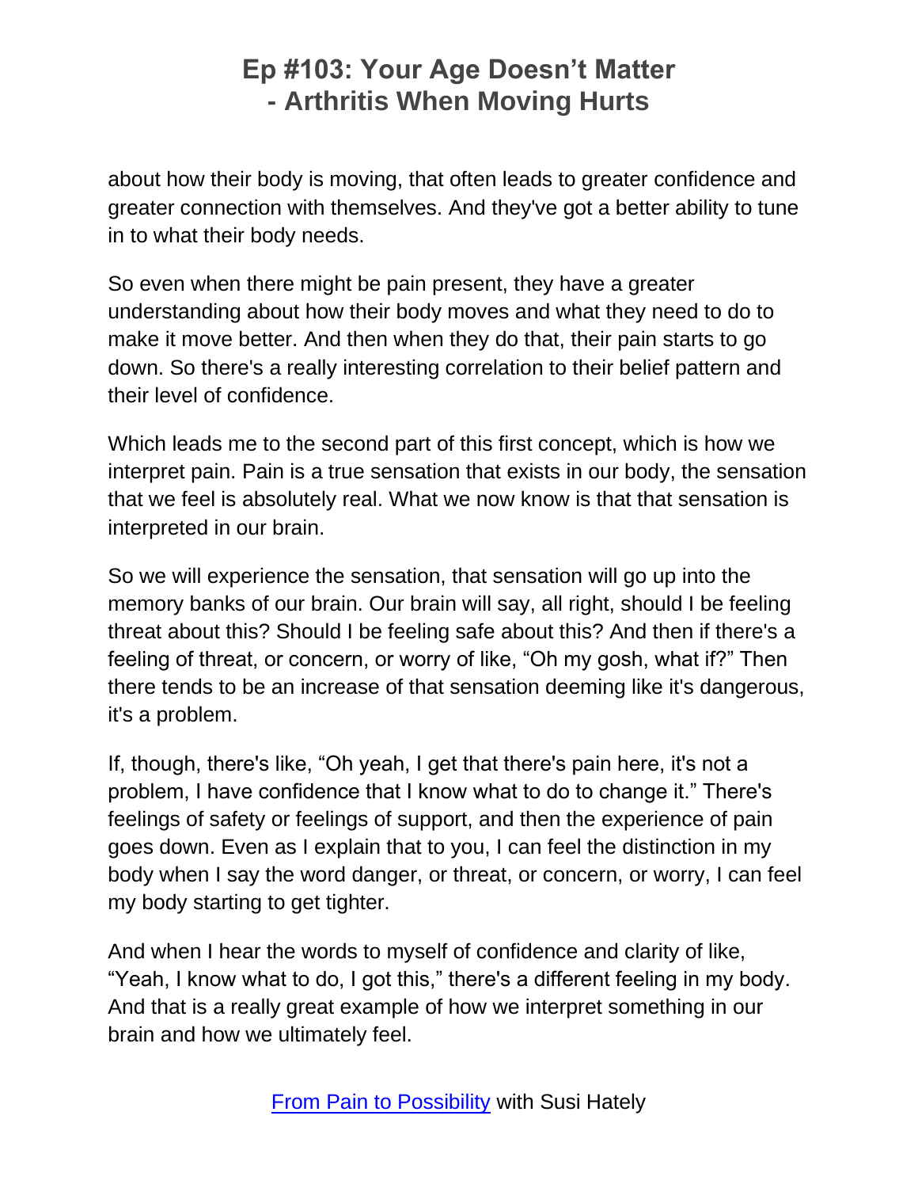about how their body is moving, that often leads to greater confidence and greater connection with themselves. And they've got a better ability to tune in to what their body needs.

So even when there might be pain present, they have a greater understanding about how their body moves and what they need to do to make it move better. And then when they do that, their pain starts to go down. So there's a really interesting correlation to their belief pattern and their level of confidence.

Which leads me to the second part of this first concept, which is how we interpret pain. Pain is a true sensation that exists in our body, the sensation that we feel is absolutely real. What we now know is that that sensation is interpreted in our brain.

So we will experience the sensation, that sensation will go up into the memory banks of our brain. Our brain will say, all right, should I be feeling threat about this? Should I be feeling safe about this? And then if there's a feeling of threat, or concern, or worry of like, "Oh my gosh, what if?" Then there tends to be an increase of that sensation deeming like it's dangerous, it's a problem.

If, though, there's like, "Oh yeah, I get that there's pain here, it's not a problem, I have confidence that I know what to do to change it." There's feelings of safety or feelings of support, and then the experience of pain goes down. Even as I explain that to you, I can feel the distinction in my body when I say the word danger, or threat, or concern, or worry, I can feel my body starting to get tighter.

And when I hear the words to myself of confidence and clarity of like, "Yeah, I know what to do, I got this," there's a different feeling in my body. And that is a really great example of how we interpret something in our brain and how we ultimately feel.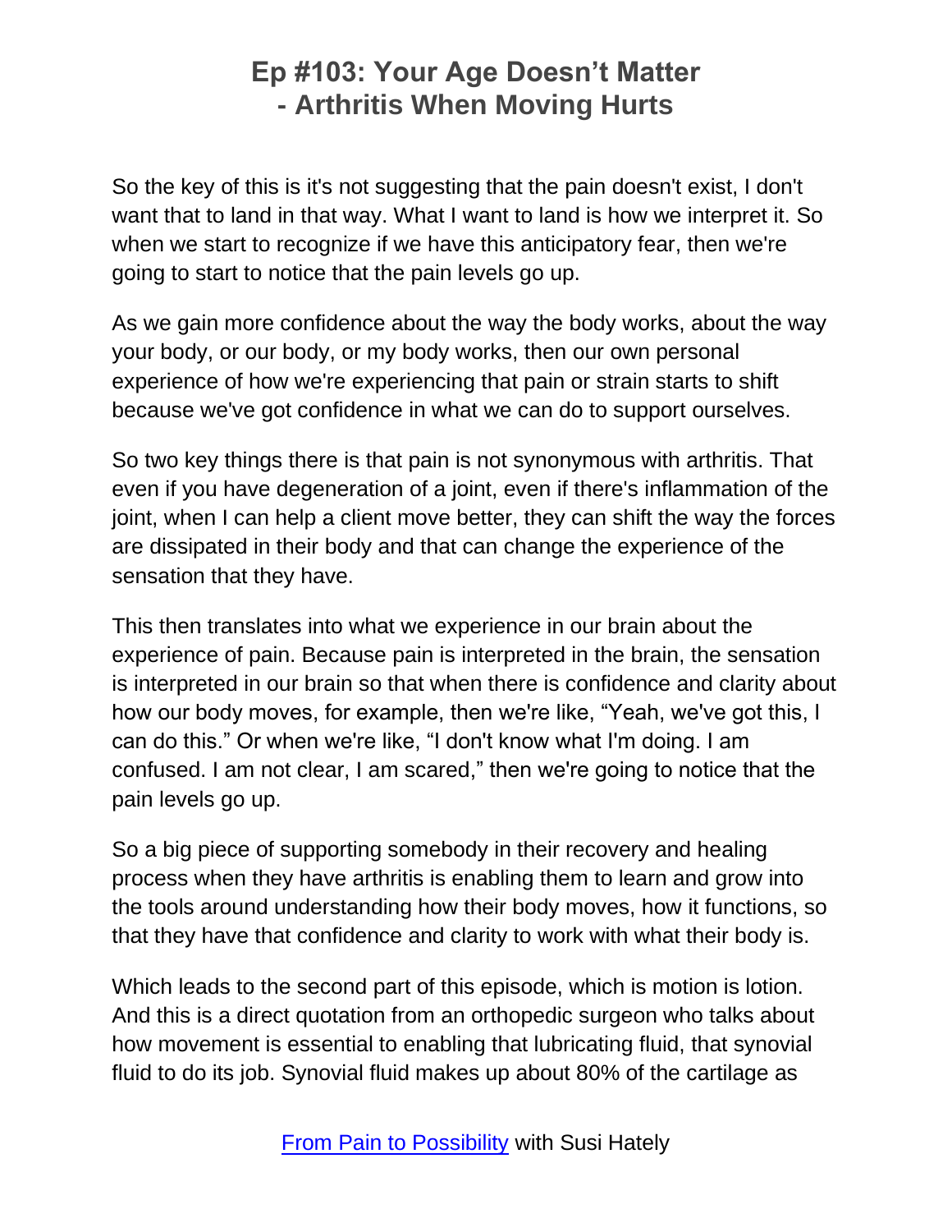So the key of this is it's not suggesting that the pain doesn't exist, I don't want that to land in that way. What I want to land is how we interpret it. So when we start to recognize if we have this anticipatory fear, then we're going to start to notice that the pain levels go up.

As we gain more confidence about the way the body works, about the way your body, or our body, or my body works, then our own personal experience of how we're experiencing that pain or strain starts to shift because we've got confidence in what we can do to support ourselves.

So two key things there is that pain is not synonymous with arthritis. That even if you have degeneration of a joint, even if there's inflammation of the joint, when I can help a client move better, they can shift the way the forces are dissipated in their body and that can change the experience of the sensation that they have.

This then translates into what we experience in our brain about the experience of pain. Because pain is interpreted in the brain, the sensation is interpreted in our brain so that when there is confidence and clarity about how our body moves, for example, then we're like, "Yeah, we've got this, I can do this." Or when we're like, "I don't know what I'm doing. I am confused. I am not clear, I am scared," then we're going to notice that the pain levels go up.

So a big piece of supporting somebody in their recovery and healing process when they have arthritis is enabling them to learn and grow into the tools around understanding how their body moves, how it functions, so that they have that confidence and clarity to work with what their body is.

Which leads to the second part of this episode, which is motion is lotion. And this is a direct quotation from an orthopedic surgeon who talks about how movement is essential to enabling that lubricating fluid, that synovial fluid to do its job. Synovial fluid makes up about 80% of the cartilage as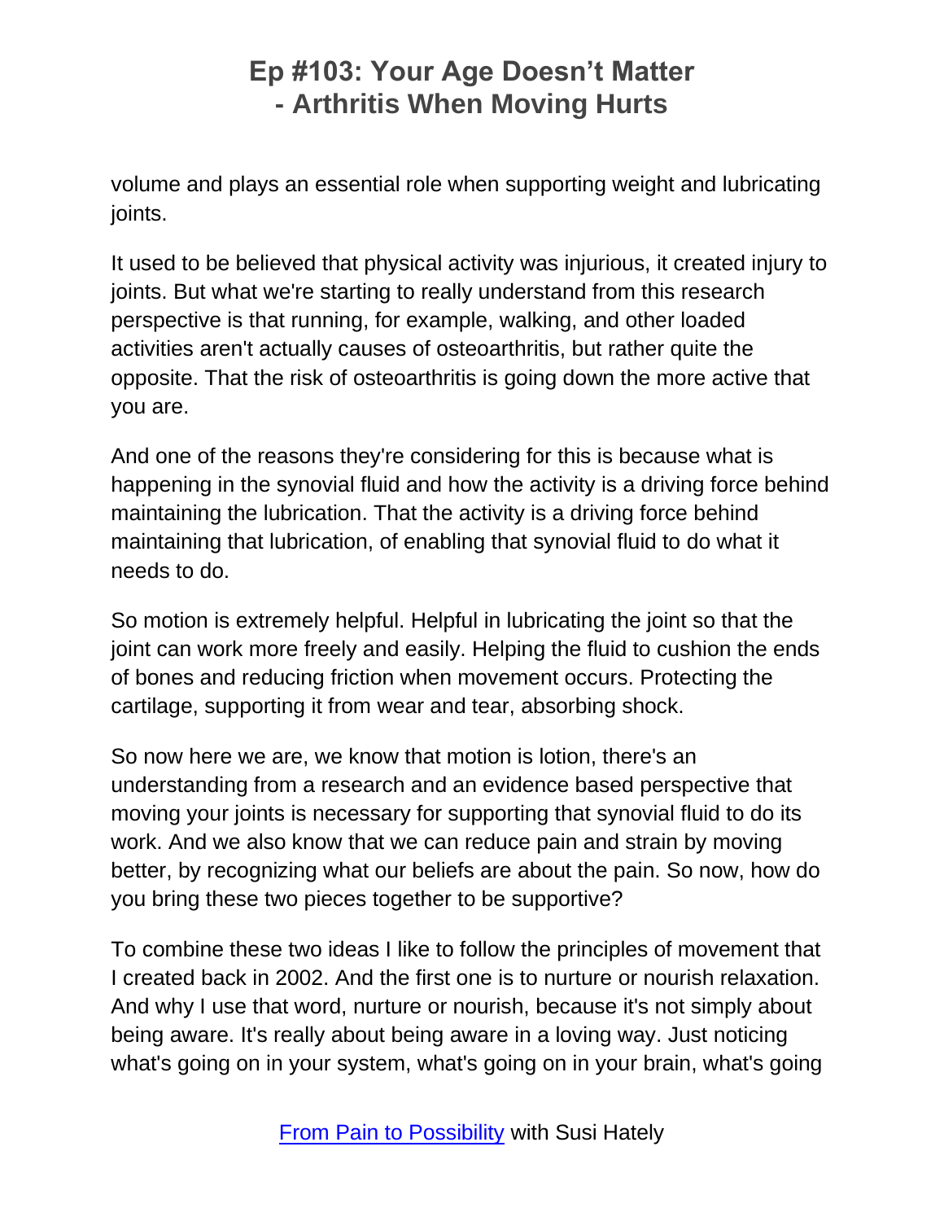volume and plays an essential role when supporting weight and lubricating joints.

It used to be believed that physical activity was injurious, it created injury to joints. But what we're starting to really understand from this research perspective is that running, for example, walking, and other loaded activities aren't actually causes of osteoarthritis, but rather quite the opposite. That the risk of osteoarthritis is going down the more active that you are.

And one of the reasons they're considering for this is because what is happening in the synovial fluid and how the activity is a driving force behind maintaining the lubrication. That the activity is a driving force behind maintaining that lubrication, of enabling that synovial fluid to do what it needs to do.

So motion is extremely helpful. Helpful in lubricating the joint so that the joint can work more freely and easily. Helping the fluid to cushion the ends of bones and reducing friction when movement occurs. Protecting the cartilage, supporting it from wear and tear, absorbing shock.

So now here we are, we know that motion is lotion, there's an understanding from a research and an evidence based perspective that moving your joints is necessary for supporting that synovial fluid to do its work. And we also know that we can reduce pain and strain by moving better, by recognizing what our beliefs are about the pain. So now, how do you bring these two pieces together to be supportive?

To combine these two ideas I like to follow the principles of movement that I created back in 2002. And the first one is to nurture or nourish relaxation. And why I use that word, nurture or nourish, because it's not simply about being aware. It's really about being aware in a loving way. Just noticing what's going on in your system, what's going on in your brain, what's going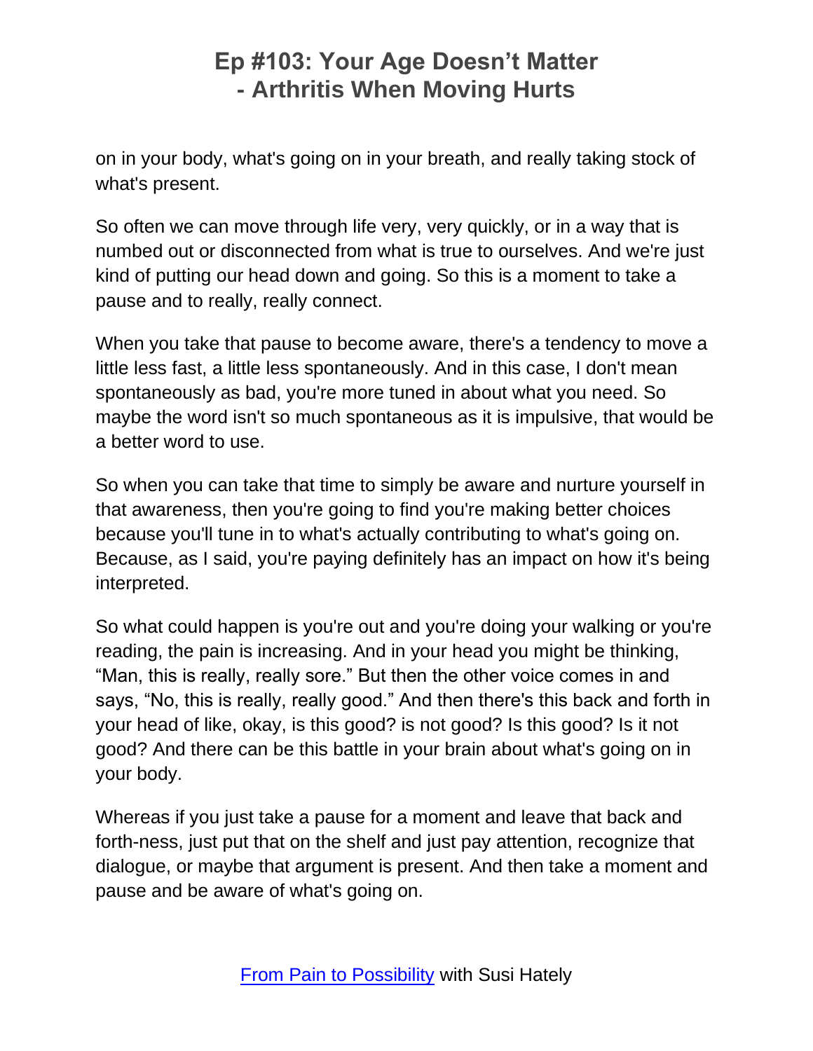on in your body, what's going on in your breath, and really taking stock of what's present.

So often we can move through life very, very quickly, or in a way that is numbed out or disconnected from what is true to ourselves. And we're just kind of putting our head down and going. So this is a moment to take a pause and to really, really connect.

When you take that pause to become aware, there's a tendency to move a little less fast, a little less spontaneously. And in this case, I don't mean spontaneously as bad, you're more tuned in about what you need. So maybe the word isn't so much spontaneous as it is impulsive, that would be a better word to use.

So when you can take that time to simply be aware and nurture yourself in that awareness, then you're going to find you're making better choices because you'll tune in to what's actually contributing to what's going on. Because, as I said, you're paying definitely has an impact on how it's being interpreted.

So what could happen is you're out and you're doing your walking or you're reading, the pain is increasing. And in your head you might be thinking, “Man, this is really, really sore.” But then the other voice comes in and says, “No, this is really, really good.” And then there's this back and forth in your head of like, okay, is this good? is not good? Is this good? Is it not good? And there can be this battle in your brain about what's going on in your body.

Whereas if you just take a pause for a moment and leave that back and forth-ness, just put that on the shelf and just pay attention, recognize that dialogue, or maybe that argument is present. And then take a moment and pause and be aware of what's going on.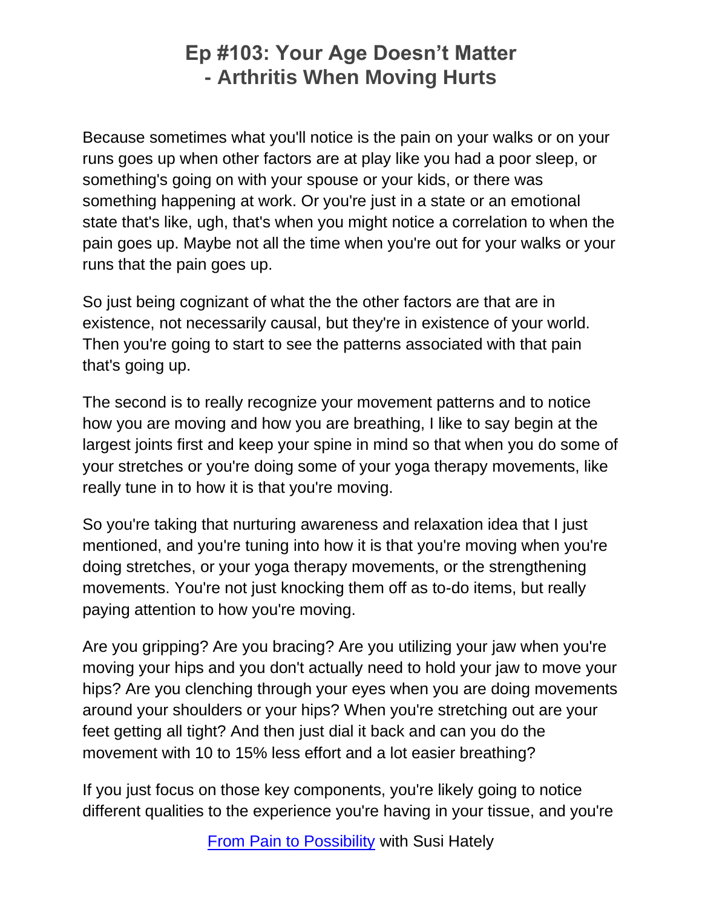Because sometimes what you'll notice is the pain on your walks or on your runs goes up when other factors are at play like you had a poor sleep, or something's going on with your spouse or your kids, or there was something happening at work. Or you're just in a state or an emotional state that's like, ugh, that's when you might notice a correlation to when the pain goes up. Maybe not all the time when you're out for your walks or your runs that the pain goes up.

So just being cognizant of what the the other factors are that are in existence, not necessarily causal, but they're in existence of your world. Then you're going to start to see the patterns associated with that pain that's going up.

The second is to really recognize your movement patterns and to notice how you are moving and how you are breathing, I like to say begin at the largest joints first and keep your spine in mind so that when you do some of your stretches or you're doing some of your yoga therapy movements, like really tune in to how it is that you're moving.

So you're taking that nurturing awareness and relaxation idea that I just mentioned, and you're tuning into how it is that you're moving when you're doing stretches, or your yoga therapy movements, or the strengthening movements. You're not just knocking them off as to-do items, but really paying attention to how you're moving.

Are you gripping? Are you bracing? Are you utilizing your jaw when you're moving your hips and you don't actually need to hold your jaw to move your hips? Are you clenching through your eyes when you are doing movements around your shoulders or your hips? When you're stretching out are your feet getting all tight? And then just dial it back and can you do the movement with 10 to 15% less effort and a lot easier breathing?

If you just focus on those key components, you're likely going to notice different qualities to the experience you're having in your tissue, and you're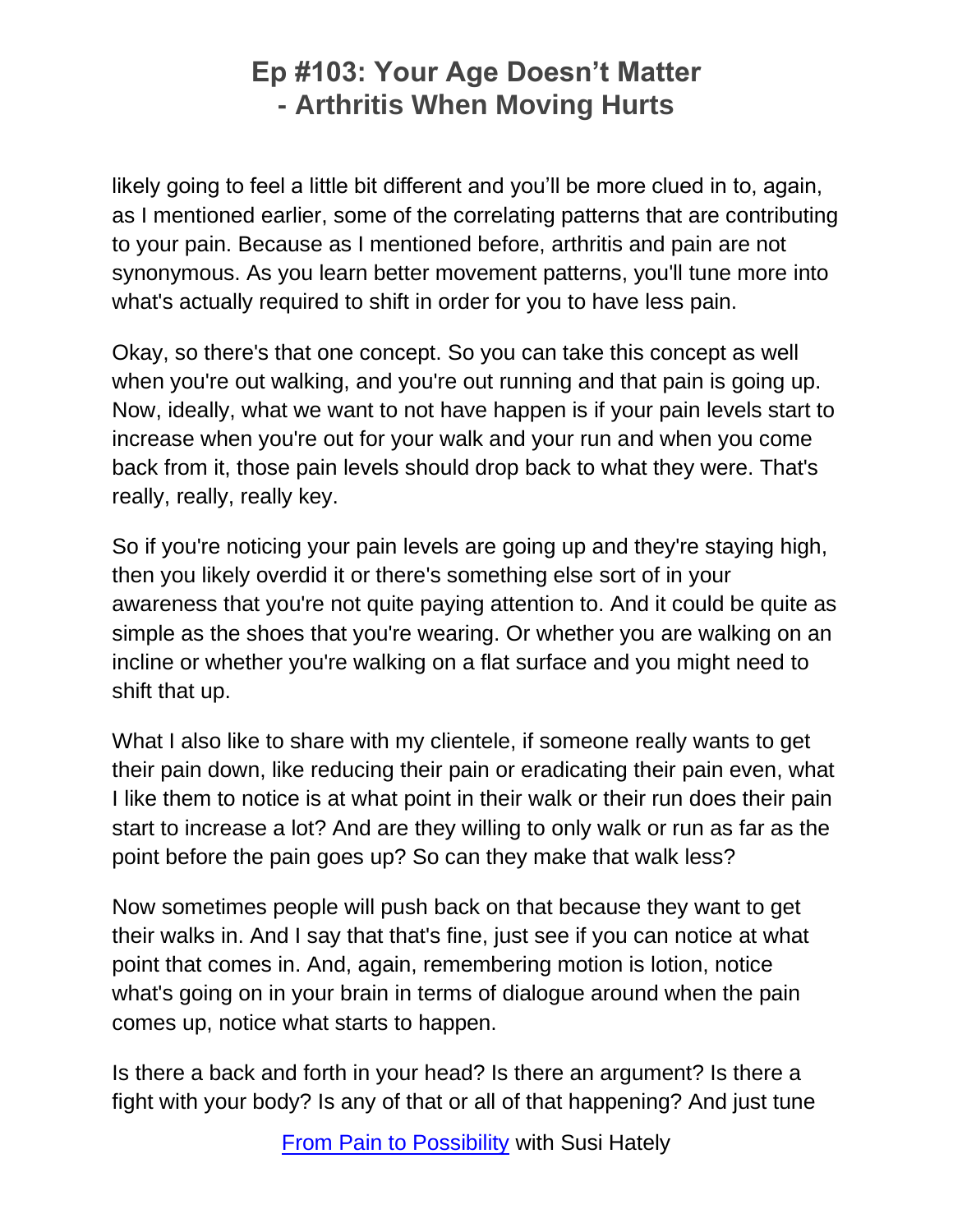likely going to feel a little bit different and you'll be more clued in to, again, as I mentioned earlier, some of the correlating patterns that are contributing to your pain. Because as I mentioned before, arthritis and pain are not synonymous. As you learn better movement patterns, you'll tune more into what's actually required to shift in order for you to have less pain.

Okay, so there's that one concept. So you can take this concept as well when you're out walking, and you're out running and that pain is going up. Now, ideally, what we want to not have happen is if your pain levels start to increase when you're out for your walk and your run and when you come back from it, those pain levels should drop back to what they were. That's really, really, really key.

So if you're noticing your pain levels are going up and they're staying high, then you likely overdid it or there's something else sort of in your awareness that you're not quite paying attention to. And it could be quite as simple as the shoes that you're wearing. Or whether you are walking on an incline or whether you're walking on a flat surface and you might need to shift that up.

What I also like to share with my clientele, if someone really wants to get their pain down, like reducing their pain or eradicating their pain even, what I like them to notice is at what point in their walk or their run does their pain start to increase a lot? And are they willing to only walk or run as far as the point before the pain goes up? So can they make that walk less?

Now sometimes people will push back on that because they want to get their walks in. And I say that that's fine, just see if you can notice at what point that comes in. And, again, remembering motion is lotion, notice what's going on in your brain in terms of dialogue around when the pain comes up, notice what starts to happen.

Is there a back and forth in your head? Is there an argument? Is there a fight with your body? Is any of that or all of that happening? And just tune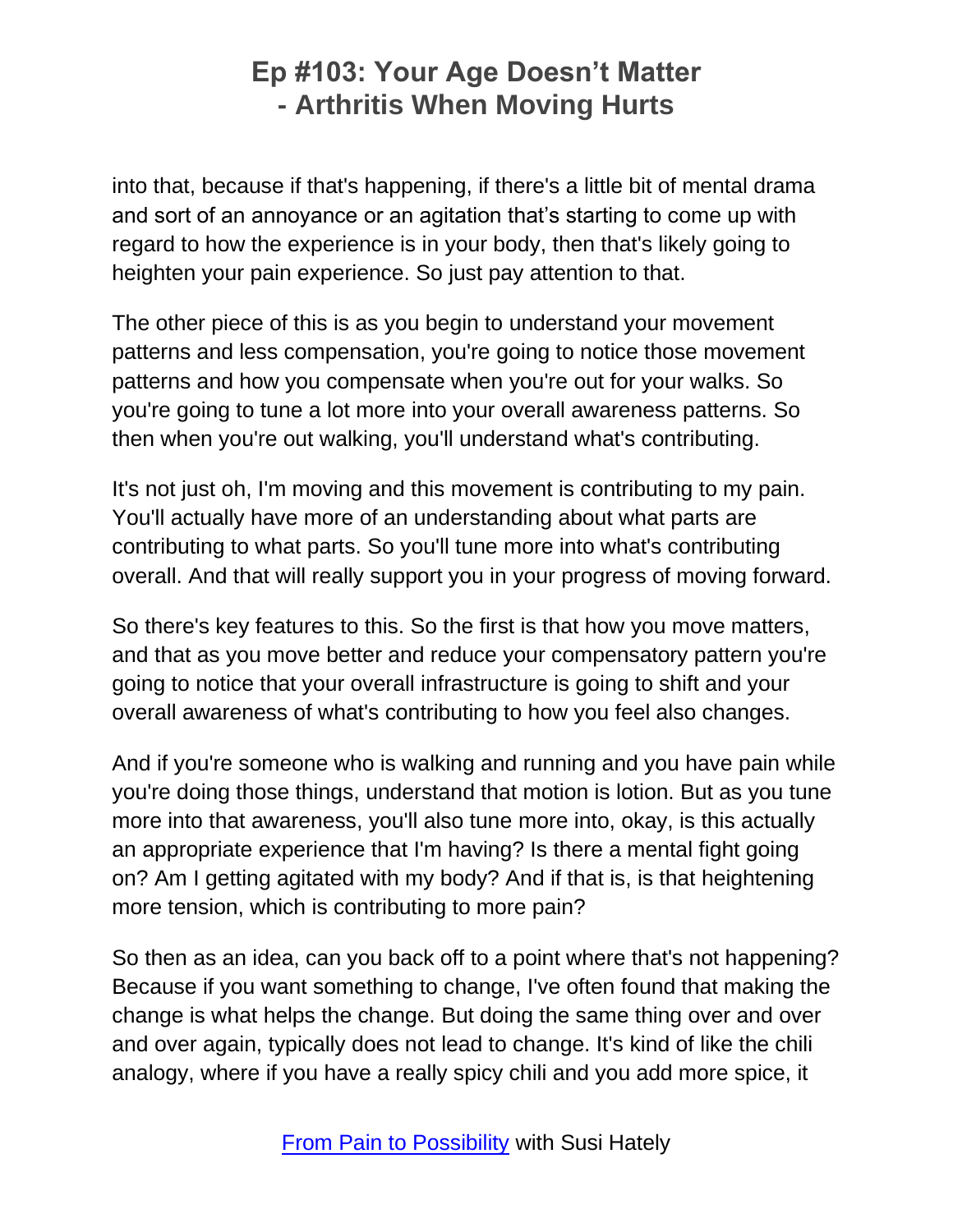into that, because if that's happening, if there's a little bit of mental drama and sort of an annoyance or an agitation that's starting to come up with regard to how the experience is in your body, then that's likely going to heighten your pain experience. So just pay attention to that.

The other piece of this is as you begin to understand your movement patterns and less compensation, you're going to notice those movement patterns and how you compensate when you're out for your walks. So you're going to tune a lot more into your overall awareness patterns. So then when you're out walking, you'll understand what's contributing.

It's not just oh, I'm moving and this movement is contributing to my pain. You'll actually have more of an understanding about what parts are contributing to what parts. So you'll tune more into what's contributing overall. And that will really support you in your progress of moving forward.

So there's key features to this. So the first is that how you move matters, and that as you move better and reduce your compensatory pattern you're going to notice that your overall infrastructure is going to shift and your overall awareness of what's contributing to how you feel also changes.

And if you're someone who is walking and running and you have pain while you're doing those things, understand that motion is lotion. But as you tune more into that awareness, you'll also tune more into, okay, is this actually an appropriate experience that I'm having? Is there a mental fight going on? Am I getting agitated with my body? And if that is, is that heightening more tension, which is contributing to more pain?

So then as an idea, can you back off to a point where that's not happening? Because if you want something to change, I've often found that making the change is what helps the change. But doing the same thing over and over and over again, typically does not lead to change. It's kind of like the chili analogy, where if you have a really spicy chili and you add more spice, it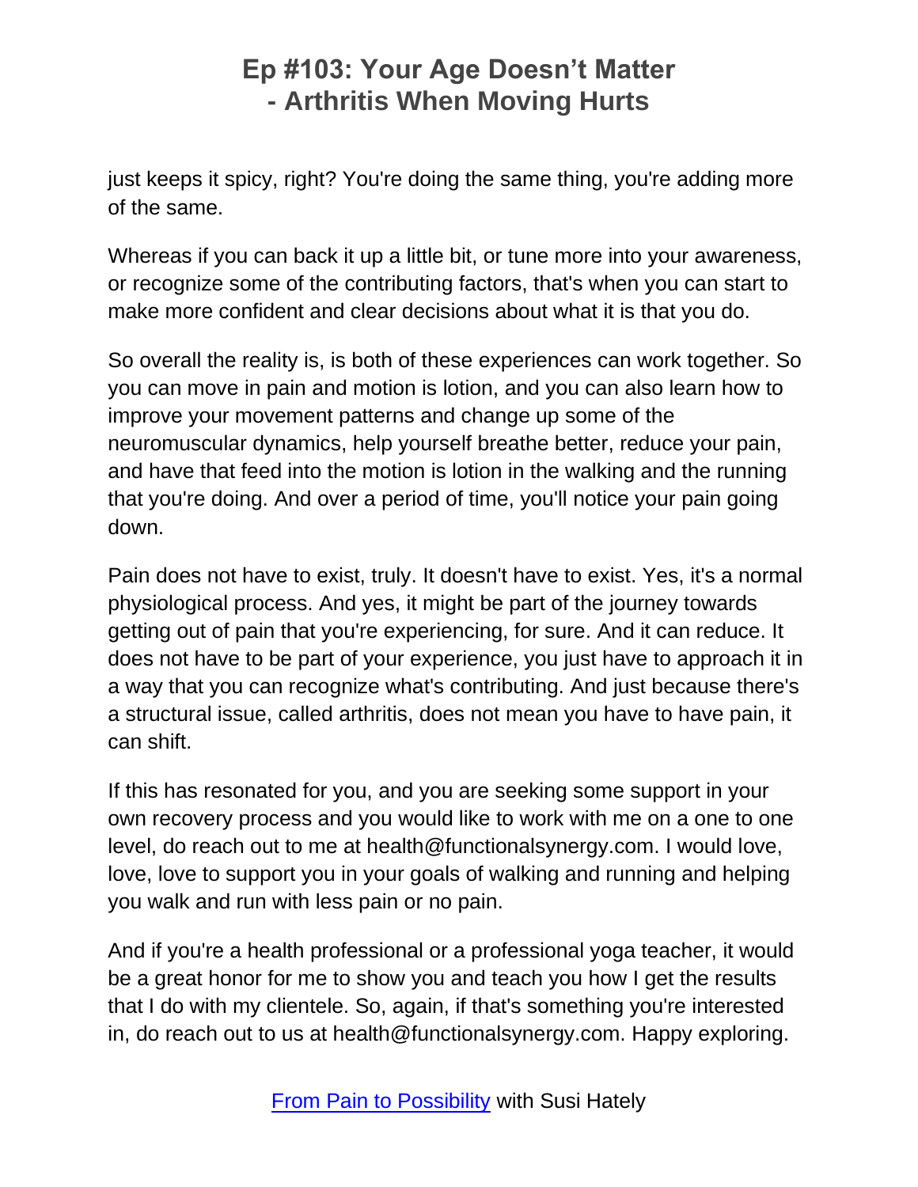just keeps it spicy, right? You're doing the same thing, you're adding more of the same.

Whereas if you can back it up a little bit, or tune more into your awareness, or recognize some of the contributing factors, that's when you can start to make more confident and clear decisions about what it is that you do.

So overall the reality is, is both of these experiences can work together. So you can move in pain and motion is lotion, and you can also learn how to improve your movement patterns and change up some of the neuromuscular dynamics, help yourself breathe better, reduce your pain, and have that feed into the motion is lotion in the walking and the running that you're doing. And over a period of time, you'll notice your pain going down.

Pain does not have to exist, truly. It doesn't have to exist. Yes, it's a normal physiological process. And yes, it might be part of the journey towards getting out of pain that you're experiencing, for sure. And it can reduce. It does not have to be part of your experience, you just have to approach it in a way that you can recognize what's contributing. And just because there's a structural issue, called arthritis, does not mean you have to have pain, it can shift.

If this has resonated for you, and you are seeking some support in your own recovery process and you would like to work with me on a one to one level, do reach out to me at health@functionalsynergy.com. I would love, love, love to support you in your goals of walking and running and helping you walk and run with less pain or no pain.

And if you're a health professional or a professional yoga teacher, it would be a great honor for me to show you and teach you how I get the results that I do with my clientele. So, again, if that's something you're interested in, do reach out to us at health@functionalsynergy.com. Happy exploring.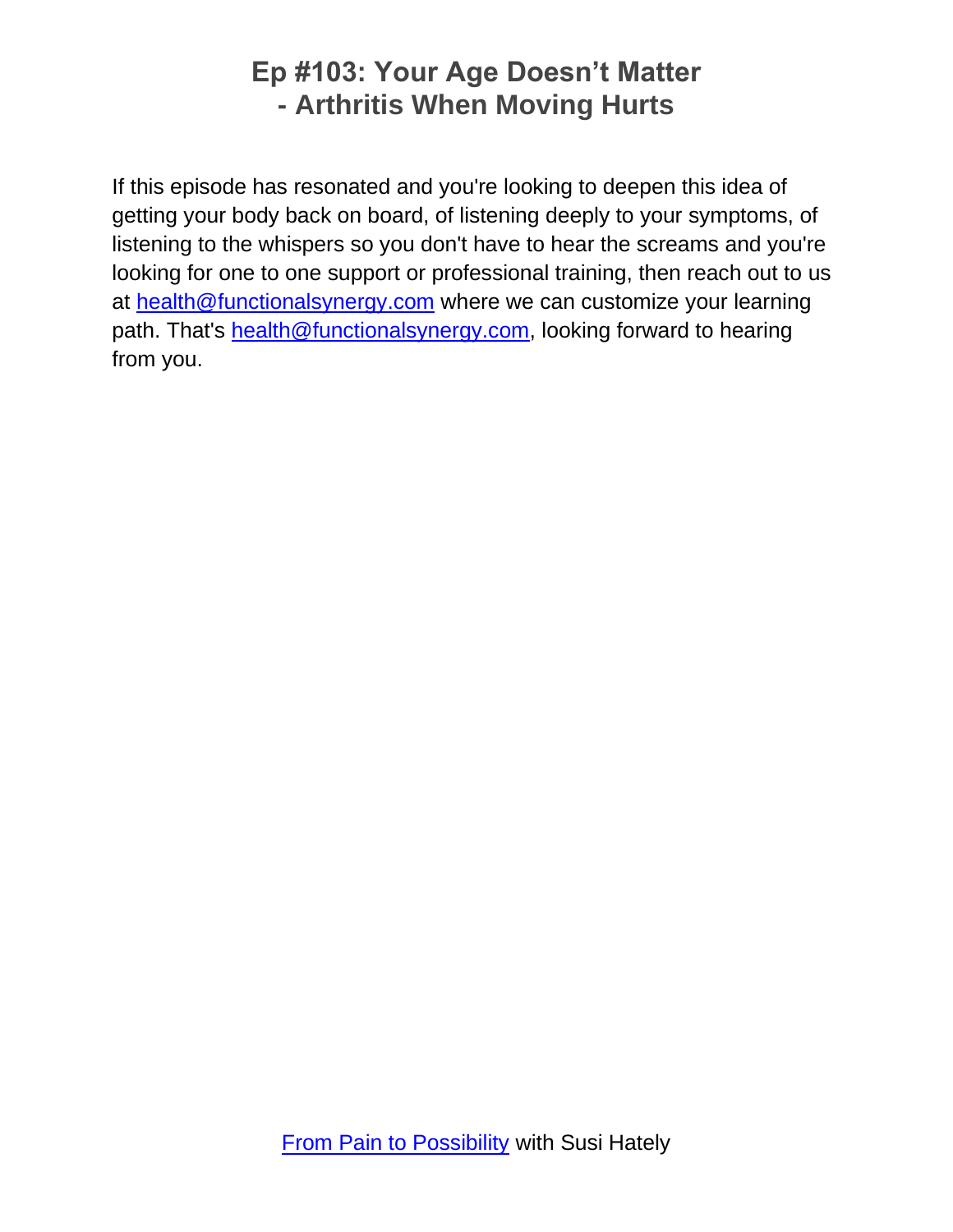If this episode has resonated and you're looking to deepen this idea of getting your body back on board, of listening deeply to your symptoms, of listening to the whispers so you don't have to hear the screams and you're looking for one to one support or professional training, then reach out to us at [health@functionalsynergy.com](mailto:health@functionalsynergy.com) where we can customize your learning path. That's [health@functionalsynergy.com](mailto:health@functionalsynergy.com), looking forward to hearing from you.